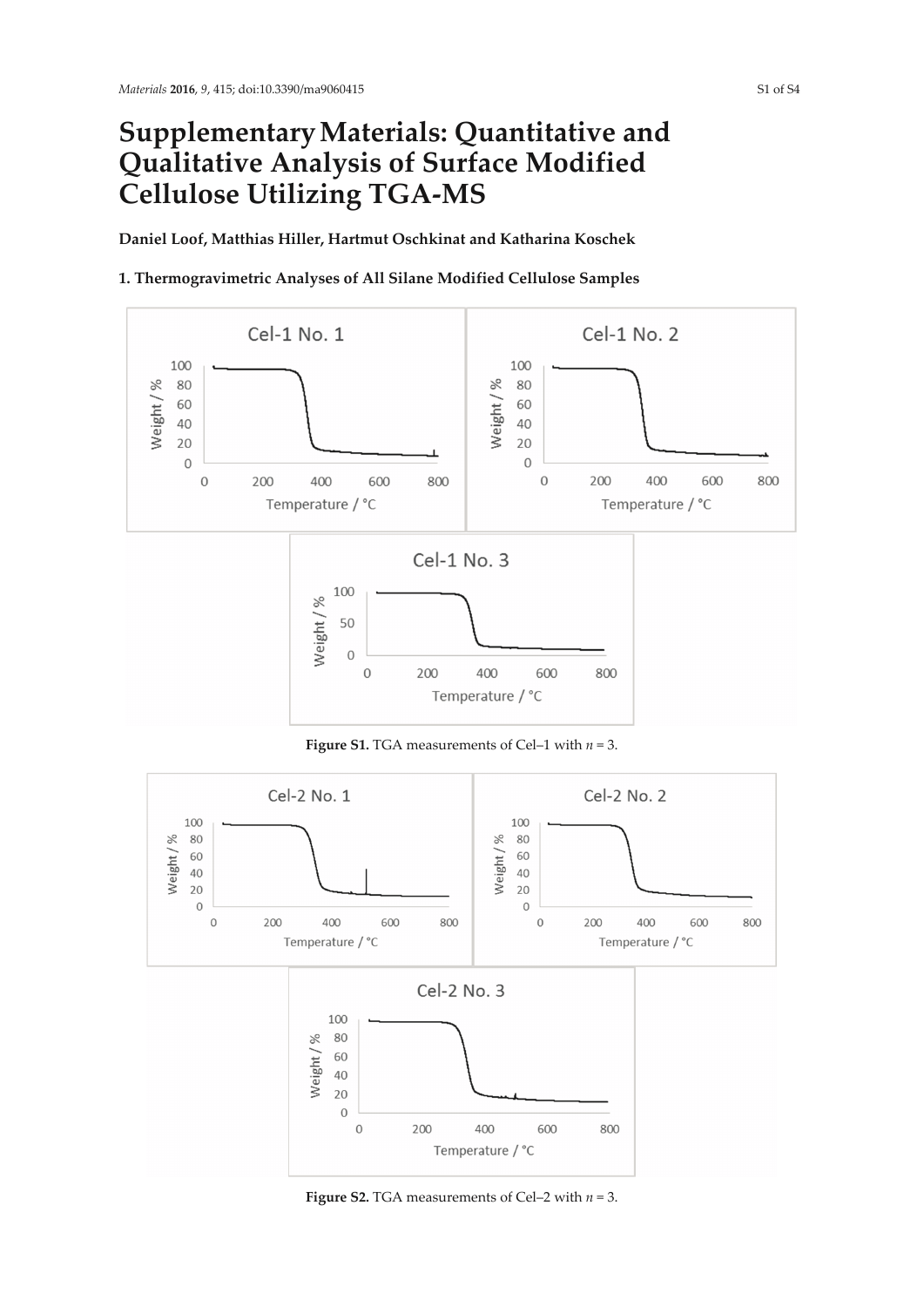# Supplementary Materials: Quantitative and Qualitative Analysis of Surface Modified Cellulose Utilizing TGA-MS

**Daniel Loof, Matthias Hiller, Hartmut Oschkinat and Katharina Koschek**

## 1. Thermogravimetric Analyses of All Silane Modified Cellulose Samples

**Figure S1.** TGA measurements of Cel–1 with $n = 3$.

**Figure S2.** TGA measurements of Cel–2 with $n = 3$.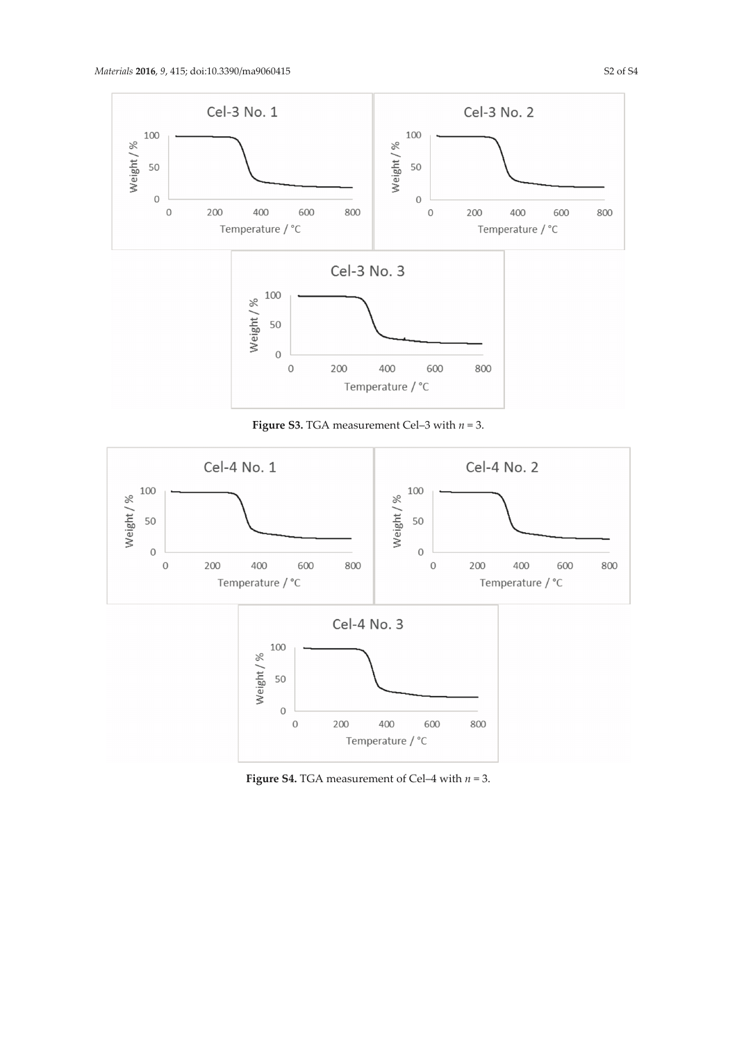Figure S3. TGA measurement Cel–3 with $n = 3$.

Figure S4. TGA measurement of Cel–4 with $n = 3$.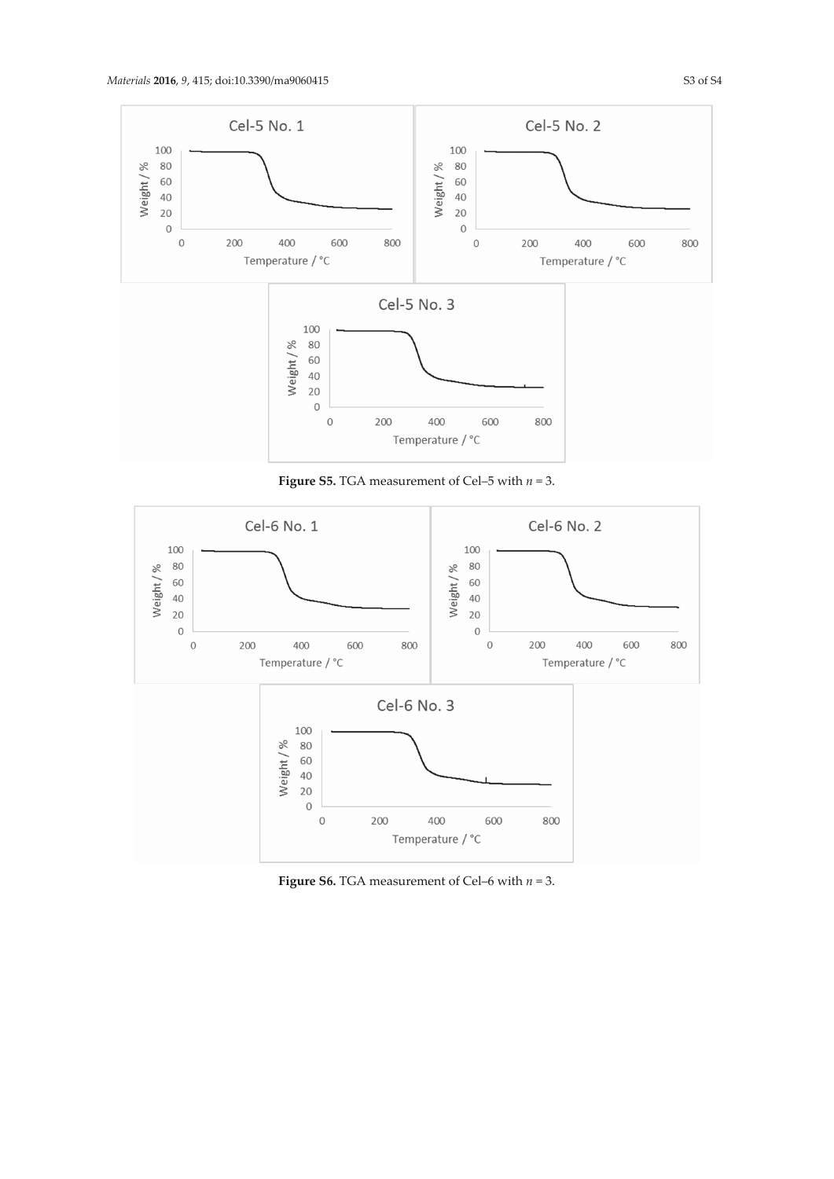**Figure S5.** TGA measurement of Cel–5 with $n = 3$.

**Figure S6.** TGA measurement of Cel–6 with $n = 3$.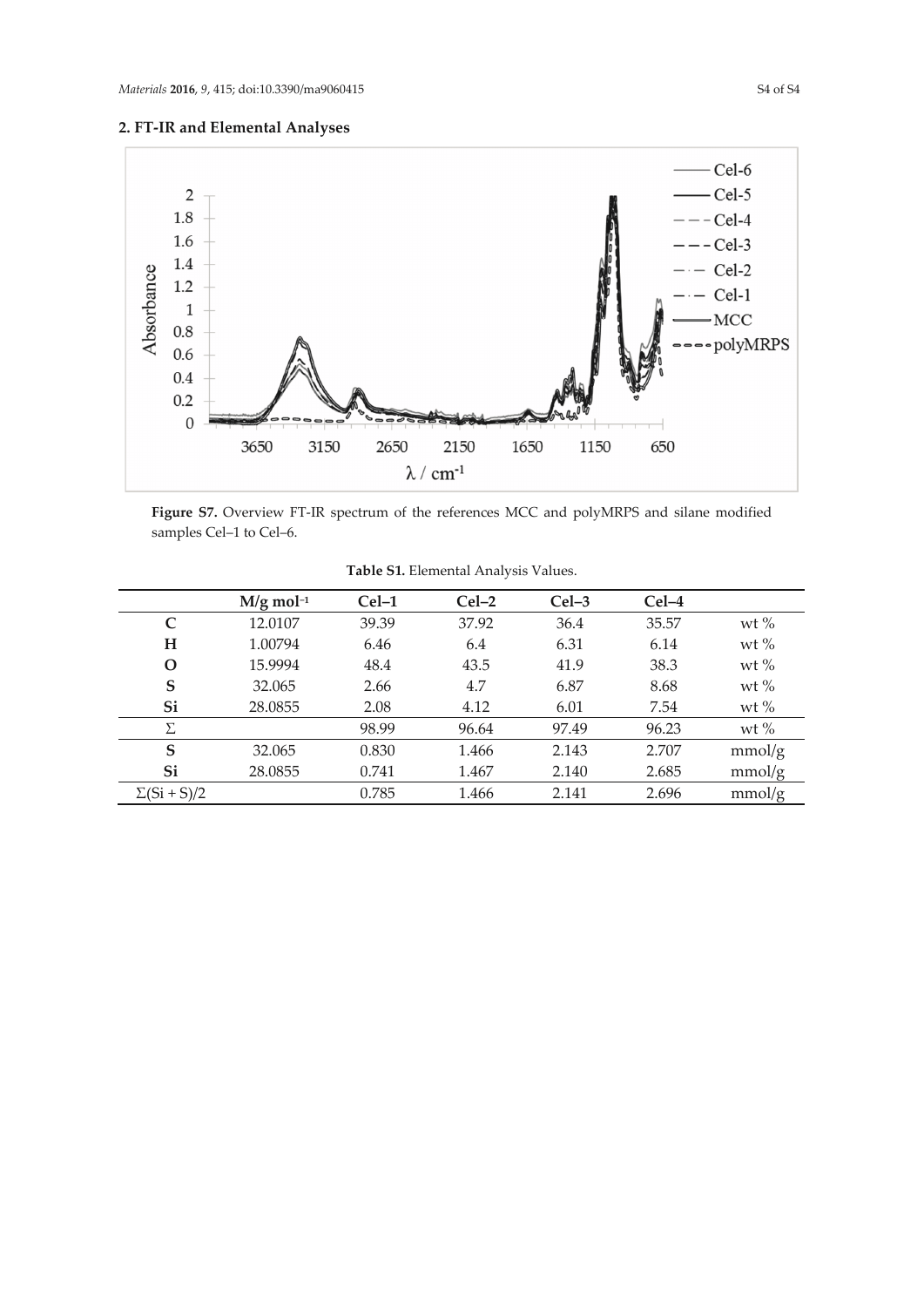## 2. FT-IR and Elemental Analyses

Cel-6
Cel-5
Cel-4
Cel-3
Cel-2
Cel-1
MCC
polyMRPS

Absorbance

2
1.8
1.6
1.4
1.2
1
0.8
0.6
0.4
0.2
0

3650 3150 2650 2150 1650 1150 650

$\lambda$ / cm$^{-1}$

**Figure S7.** Overview FT-IR spectrum of the references MCC and polyMRPS and silane modified samples Cel–1 to Cel–6.

**Table S1.** Elemental Analysis Values.

| | M/g mol$^{-1}$ | Cel–1 | Cel–2 | Cel–3 | Cel–4 | |
|---|---|---|---|---|---|---|
| **C** | 12.0107 | 39.39 | 37.92 | 36.4 | 35.57 | wt % |
| **H** | 1.00794 | 6.46 | 6.4 | 6.31 | 6.14 | wt % |
| **O** | 15.9994 | 48.4 | 43.5 | 41.9 | 38.3 | wt % |
| **S** | 32.065 | 2.66 | 4.7 | 6.87 | 8.68 | wt % |
| **Si** | 28.0855 | 2.08 | 4.12 | 6.01 | 7.54 | wt % |
| Σ | | 98.99 | 96.64 | 97.49 | 96.23 | wt % |
| **S** | 32.065 | 0.830 | 1.466 | 2.143 | 2.707 | mmol/g |
| **Si** | 28.0855 | 0.741 | 1.467 | 2.140 | 2.685 | mmol/g |
| Σ(Si + S)/2 | | 0.785 | 1.466 | 2.141 | 2.696 | mmol/g |